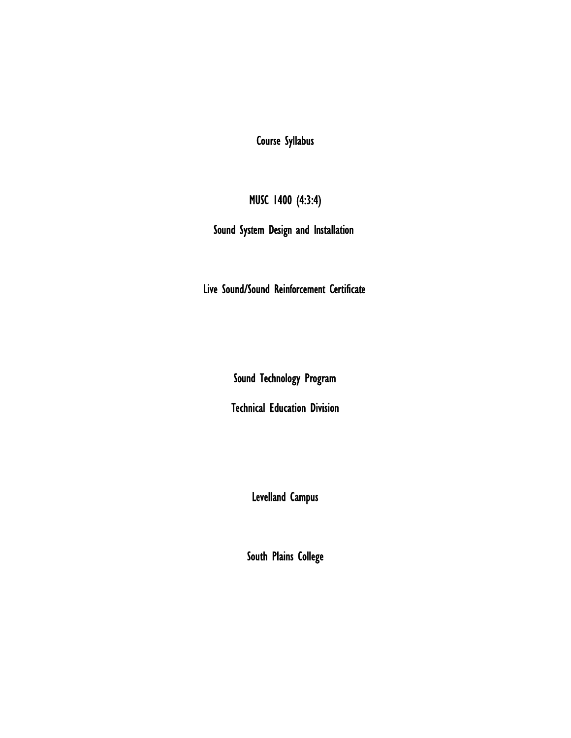# Course Syllabus

## MUSC 1400 (4:3:4)

## Sound System Design and Installation

## Live Sound/Sound Reinforcement Certificate

## Sound Technology Program

## Technical Education Division

## Levelland Campus

## South Plains College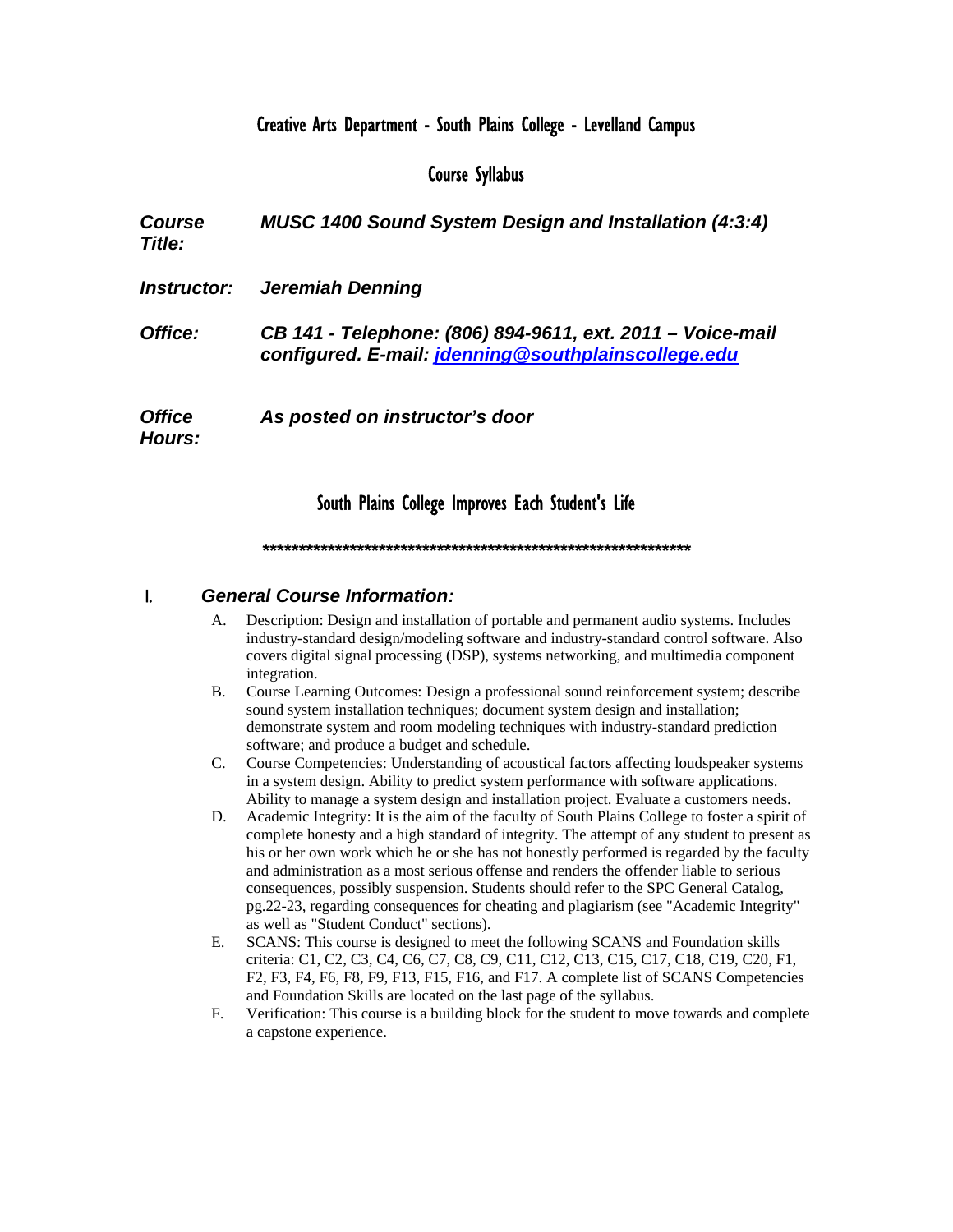Creative Arts Department - South Plains College - Levelland Campus

Course Syllabus

| | |
|---|---|
| ***Course Title:*** | ***MUSC 1400 Sound System Design and Installation (4:3:4)*** |
| ***Instructor:*** | ***Jeremiah Denning*** |
| ***Office:*** | ***CB 141 - Telephone: (806) 894-9611, ext. 2011 – Voice-mail configured. E-mail: jdenning@southplainscollege.edu*** |
| ***Office Hours:*** | ***As posted on instructor's door*** |

South Plains College Improves Each Student's Life

*************************************************************

## I. *General Course Information:*

A. Description: Design and installation of portable and permanent audio systems. Includes industry-standard design/modeling software and industry-standard control software. Also covers digital signal processing (DSP), systems networking, and multimedia component integration.

B. Course Learning Outcomes: Design a professional sound reinforcement system; describe sound system installation techniques; document system design and installation; demonstrate system and room modeling techniques with industry-standard prediction software; and produce a budget and schedule.

C. Course Competencies: Understanding of acoustical factors affecting loudspeaker systems in a system design. Ability to predict system performance with software applications. Ability to manage a system design and installation project. Evaluate a customers needs.

D. Academic Integrity: It is the aim of the faculty of South Plains College to foster a spirit of complete honesty and a high standard of integrity. The attempt of any student to present as his or her own work which he or she has not honestly performed is regarded by the faculty and administration as a most serious offense and renders the offender liable to serious consequences, possibly suspension. Students should refer to the SPC General Catalog, pg.22-23, regarding consequences for cheating and plagiarism (see "Academic Integrity" as well as "Student Conduct" sections).

E. SCANS: This course is designed to meet the following SCANS and Foundation skills criteria: C1, C2, C3, C4, C6, C7, C8, C9, C11, C12, C13, C15, C17, C18, C19, C20, F1, F2, F3, F4, F6, F8, F9, F13, F15, F16, and F17. A complete list of SCANS Competencies and Foundation Skills are located on the last page of the syllabus.

F. Verification: This course is a building block for the student to move towards and complete a capstone experience.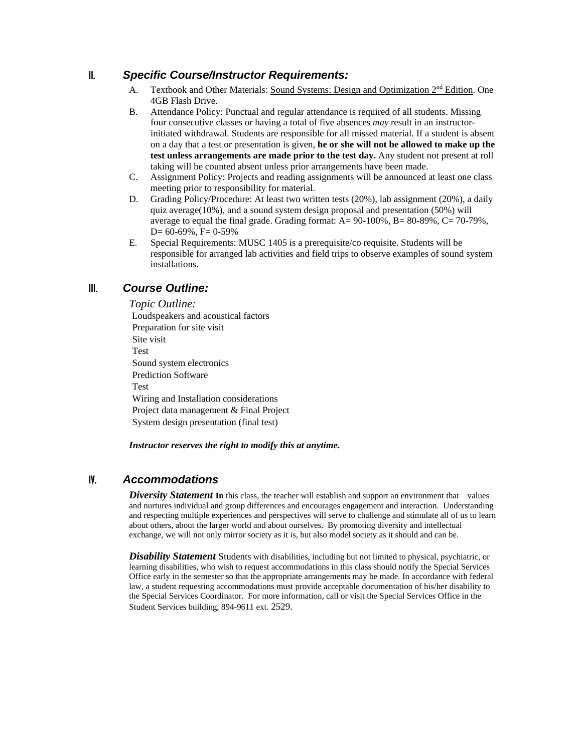## II. *Specific Course/Instructor Requirements:*

A. Textbook and Other Materials: Sound Systems: Design and Optimization 2nd Edition. One 4GB Flash Drive.

B. Attendance Policy: Punctual and regular attendance is required of all students. Missing four consecutive classes or having a total of five absences *may* result in an instructor-initiated withdrawal. Students are responsible for all missed material. If a student is absent on a day that a test or presentation is given, **he or she will not be allowed to make up the test unless arrangements are made prior to the test day.** Any student not present at roll taking will be counted absent unless prior arrangements have been made.

C. Assignment Policy: Projects and reading assignments will be announced at least one class meeting prior to responsibility for material.

D. Grading Policy/Procedure: At least two written tests (20%), lab assignment (20%), a daily quiz average(10%), and a sound system design proposal and presentation (50%) will average to equal the final grade. Grading format: A= 90-100%, B= 80-89%, C= 70-79%, D= 60-69%, F= 0-59%

E. Special Requirements: MUSC 1405 is a prerequisite/co requisite. Students will be responsible for arranged lab activities and field trips to observe examples of sound system installations.

## III. *Course Outline:*

*Topic Outline:*

Loudspeakers and acoustical factors
Preparation for site visit
Site visit
Test
Sound system electronics
Prediction Software
Test
Wiring and Installation considerations
Project data management & Final Project
System design presentation (final test)

***Instructor reserves the right to modify this at anytime.***

## IV. *Accommodations*

***Diversity Statement*** **In** this class, the teacher will establish and support an environment that values and nurtures individual and group differences and encourages engagement and interaction. Understanding and respecting multiple experiences and perspectives will serve to challenge and stimulate all of us to learn about others, about the larger world and about ourselves. By promoting diversity and intellectual exchange, we will not only mirror society as it is, but also model society as it should and can be.

***Disability Statement*** Students with disabilities, including but not limited to physical, psychiatric, or learning disabilities, who wish to request accommodations in this class should notify the Special Services Office early in the semester so that the appropriate arrangements may be made. In accordance with federal law, a student requesting accommodations must provide acceptable documentation of his/her disability to the Special Services Coordinator. For more information, call or visit the Special Services Office in the Student Services building, 894-9611 ext. 2529.